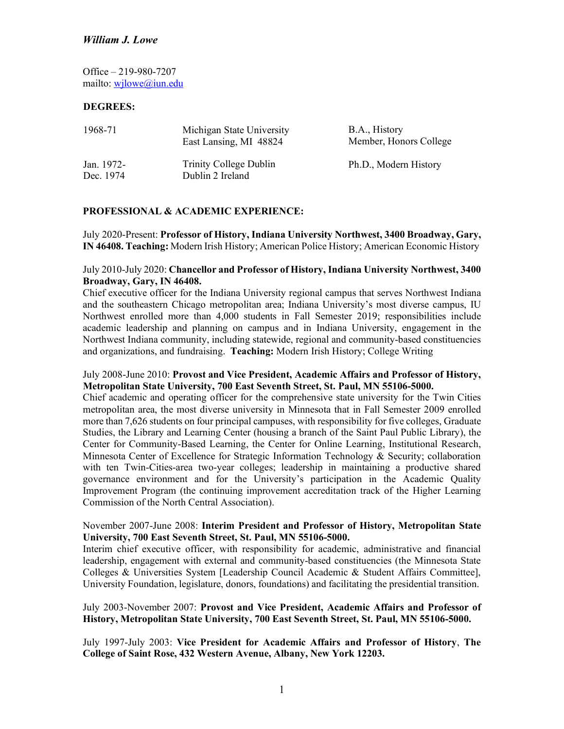***William J. Lowe***

Office – 219-980-7207
mailto: wjlowe@iun.edu

## DEGREES:

| | | |
|---|---|---|
| 1968-71 | Michigan State University<br>East Lansing, MI 48824 | B.A., History<br>Member, Honors College |
| Jan. 1972-<br>Dec. 1974 | Trinity College Dublin<br>Dublin 2 Ireland | Ph.D., Modern History |

## PROFESSIONAL & ACADEMIC EXPERIENCE:

July 2020-Present: **Professor of History, Indiana University Northwest, 3400 Broadway, Gary, IN 46408. Teaching:** Modern Irish History; American Police History; American Economic History

July 2010-July 2020: **Chancellor and Professor of History, Indiana University Northwest, 3400 Broadway, Gary, IN 46408.**
Chief executive officer for the Indiana University regional campus that serves Northwest Indiana and the southeastern Chicago metropolitan area; Indiana University's most diverse campus, IU Northwest enrolled more than 4,000 students in Fall Semester 2019; responsibilities include academic leadership and planning on campus and in Indiana University, engagement in the Northwest Indiana community, including statewide, regional and community-based constituencies and organizations, and fundraising. **Teaching:** Modern Irish History; College Writing

July 2008-June 2010: **Provost and Vice President, Academic Affairs and Professor of History, Metropolitan State University, 700 East Seventh Street, St. Paul, MN 55106-5000.**
Chief academic and operating officer for the comprehensive state university for the Twin Cities metropolitan area, the most diverse university in Minnesota that in Fall Semester 2009 enrolled more than 7,626 students on four principal campuses, with responsibility for five colleges, Graduate Studies, the Library and Learning Center (housing a branch of the Saint Paul Public Library), the Center for Community-Based Learning, the Center for Online Learning, Institutional Research, Minnesota Center of Excellence for Strategic Information Technology & Security; collaboration with ten Twin-Cities-area two-year colleges; leadership in maintaining a productive shared governance environment and for the University's participation in the Academic Quality Improvement Program (the continuing improvement accreditation track of the Higher Learning Commission of the North Central Association).

November 2007-June 2008: **Interim President and Professor of History, Metropolitan State University, 700 East Seventh Street, St. Paul, MN 55106-5000.**
Interim chief executive officer, with responsibility for academic, administrative and financial leadership, engagement with external and community-based constituencies (the Minnesota State Colleges & Universities System [Leadership Council Academic & Student Affairs Committee], University Foundation, legislature, donors, foundations) and facilitating the presidential transition.

July 2003-November 2007: **Provost and Vice President, Academic Affairs and Professor of History, Metropolitan State University, 700 East Seventh Street, St. Paul, MN 55106-5000.**

July 1997-July 2003: **Vice President for Academic Affairs and Professor of History**, **The College of Saint Rose, 432 Western Avenue, Albany, New York 12203.**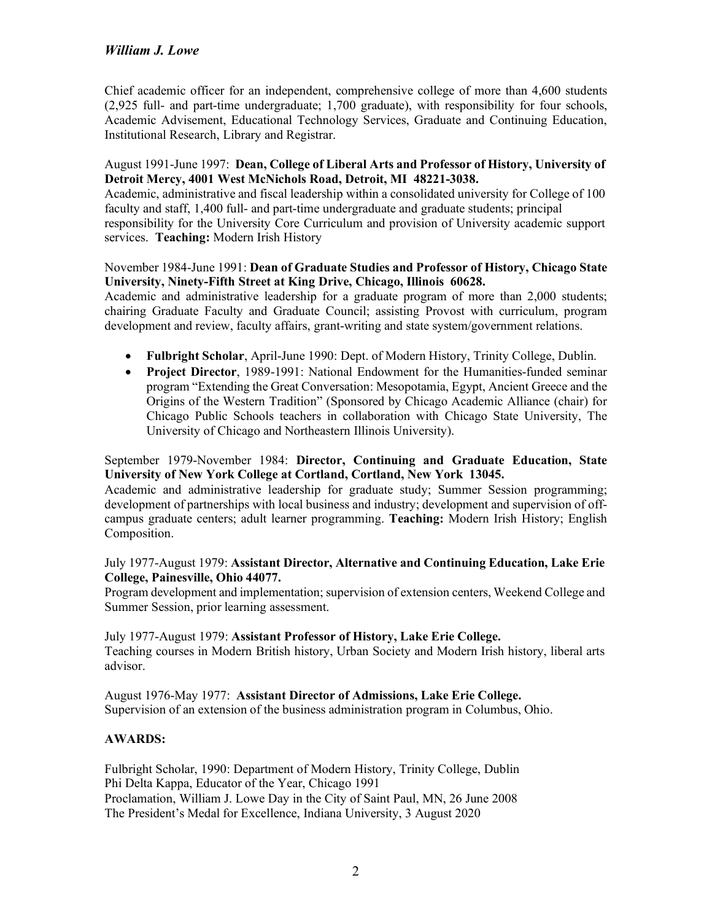Chief academic officer for an independent, comprehensive college of more than 4,600 students (2,925 full- and part-time undergraduate; 1,700 graduate), with responsibility for four schools, Academic Advisement, Educational Technology Services, Graduate and Continuing Education, Institutional Research, Library and Registrar.

August 1991-June 1997: **Dean, College of Liberal Arts and Professor of History, University of Detroit Mercy, 4001 West McNichols Road, Detroit, MI 48221-3038.**
Academic, administrative and fiscal leadership within a consolidated university for College of 100 faculty and staff, 1,400 full- and part-time undergraduate and graduate students; principal responsibility for the University Core Curriculum and provision of University academic support services. **Teaching:** Modern Irish History

November 1984-June 1991: **Dean of Graduate Studies and Professor of History, Chicago State University, Ninety-Fifth Street at King Drive, Chicago, Illinois 60628.**
Academic and administrative leadership for a graduate program of more than 2,000 students; chairing Graduate Faculty and Graduate Council; assisting Provost with curriculum, program development and review, faculty affairs, grant-writing and state system/government relations.

- **Fulbright Scholar**, April-June 1990: Dept. of Modern History, Trinity College, Dublin.
- **Project Director**, 1989-1991: National Endowment for the Humanities-funded seminar program "Extending the Great Conversation: Mesopotamia, Egypt, Ancient Greece and the Origins of the Western Tradition" (Sponsored by Chicago Academic Alliance (chair) for Chicago Public Schools teachers in collaboration with Chicago State University, The University of Chicago and Northeastern Illinois University).

September 1979-November 1984: **Director, Continuing and Graduate Education, State University of New York College at Cortland, Cortland, New York 13045.**
Academic and administrative leadership for graduate study; Summer Session programming; development of partnerships with local business and industry; development and supervision of off-campus graduate centers; adult learner programming. **Teaching:** Modern Irish History; English Composition.

July 1977-August 1979: **Assistant Director, Alternative and Continuing Education, Lake Erie College, Painesville, Ohio 44077.**
Program development and implementation; supervision of extension centers, Weekend College and Summer Session, prior learning assessment.

July 1977-August 1979: **Assistant Professor of History, Lake Erie College.**
Teaching courses in Modern British history, Urban Society and Modern Irish history, liberal arts advisor.

August 1976-May 1977: **Assistant Director of Admissions, Lake Erie College.**
Supervision of an extension of the business administration program in Columbus, Ohio.

## AWARDS:

Fulbright Scholar, 1990: Department of Modern History, Trinity College, Dublin
Phi Delta Kappa, Educator of the Year, Chicago 1991
Proclamation, William J. Lowe Day in the City of Saint Paul, MN, 26 June 2008
The President's Medal for Excellence, Indiana University, 3 August 2020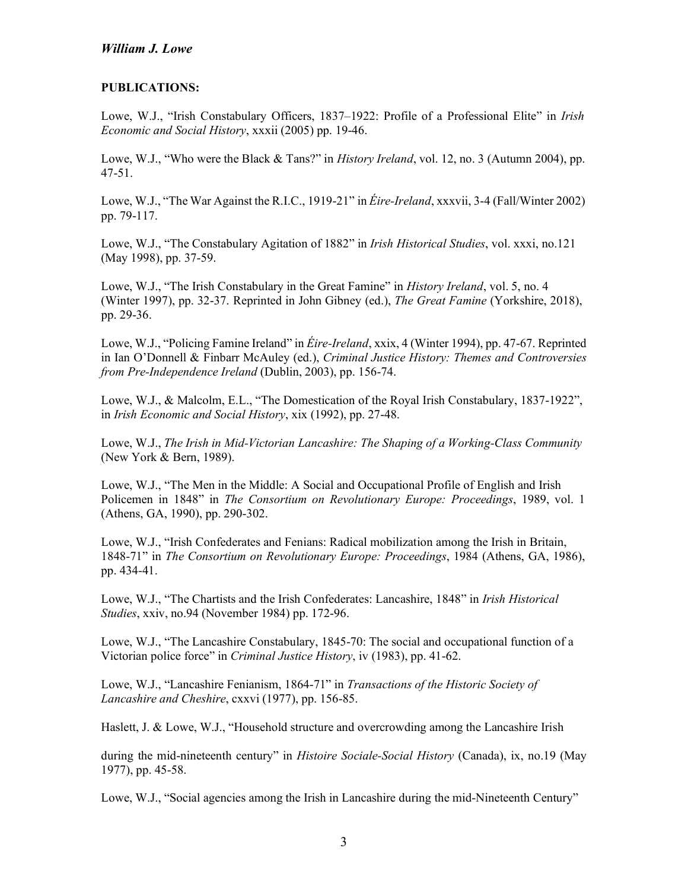## PUBLICATIONS:

Lowe, W.J., "Irish Constabulary Officers, 1837–1922: Profile of a Professional Elite" in *Irish Economic and Social History*, xxxii (2005) pp. 19-46.

Lowe, W.J., "Who were the Black & Tans?" in *History Ireland*, vol. 12, no. 3 (Autumn 2004), pp. 47-51.

Lowe, W.J., "The War Against the R.I.C., 1919-21" in *Éire-Ireland*, xxxvii, 3-4 (Fall/Winter 2002) pp. 79-117.

Lowe, W.J., "The Constabulary Agitation of 1882" in *Irish Historical Studies*, vol. xxxi, no.121 (May 1998), pp. 37-59.

Lowe, W.J., "The Irish Constabulary in the Great Famine" in *History Ireland*, vol. 5, no. 4 (Winter 1997), pp. 32-37. Reprinted in John Gibney (ed.), *The Great Famine* (Yorkshire, 2018), pp. 29-36.

Lowe, W.J., "Policing Famine Ireland" in *Éire-Ireland*, xxix, 4 (Winter 1994), pp. 47-67. Reprinted in Ian O'Donnell & Finbarr McAuley (ed.), *Criminal Justice History: Themes and Controversies from Pre-Independence Ireland* (Dublin, 2003), pp. 156-74.

Lowe, W.J., & Malcolm, E.L., "The Domestication of the Royal Irish Constabulary, 1837-1922", in *Irish Economic and Social History*, xix (1992), pp. 27-48.

Lowe, W.J., *The Irish in Mid-Victorian Lancashire: The Shaping of a Working-Class Community* (New York & Bern, 1989).

Lowe, W.J., "The Men in the Middle: A Social and Occupational Profile of English and Irish Policemen in 1848" in *The Consortium on Revolutionary Europe: Proceedings*, 1989, vol. 1 (Athens, GA, 1990), pp. 290-302.

Lowe, W.J., "Irish Confederates and Fenians: Radical mobilization among the Irish in Britain, 1848-71" in *The Consortium on Revolutionary Europe: Proceedings*, 1984 (Athens, GA, 1986), pp. 434-41.

Lowe, W.J., "The Chartists and the Irish Confederates: Lancashire, 1848" in *Irish Historical Studies*, xxiv, no.94 (November 1984) pp. 172-96.

Lowe, W.J., "The Lancashire Constabulary, 1845-70: The social and occupational function of a Victorian police force" in *Criminal Justice History*, iv (1983), pp. 41-62.

Lowe, W.J., "Lancashire Fenianism, 1864-71" in *Transactions of the Historic Society of Lancashire and Cheshire*, cxxvi (1977), pp. 156-85.

Haslett, J. & Lowe, W.J., "Household structure and overcrowding among the Lancashire Irish during the mid-nineteenth century" in *Histoire Sociale-Social History* (Canada), ix, no.19 (May 1977), pp. 45-58.

Lowe, W.J., "Social agencies among the Irish in Lancashire during the mid-Nineteenth Century"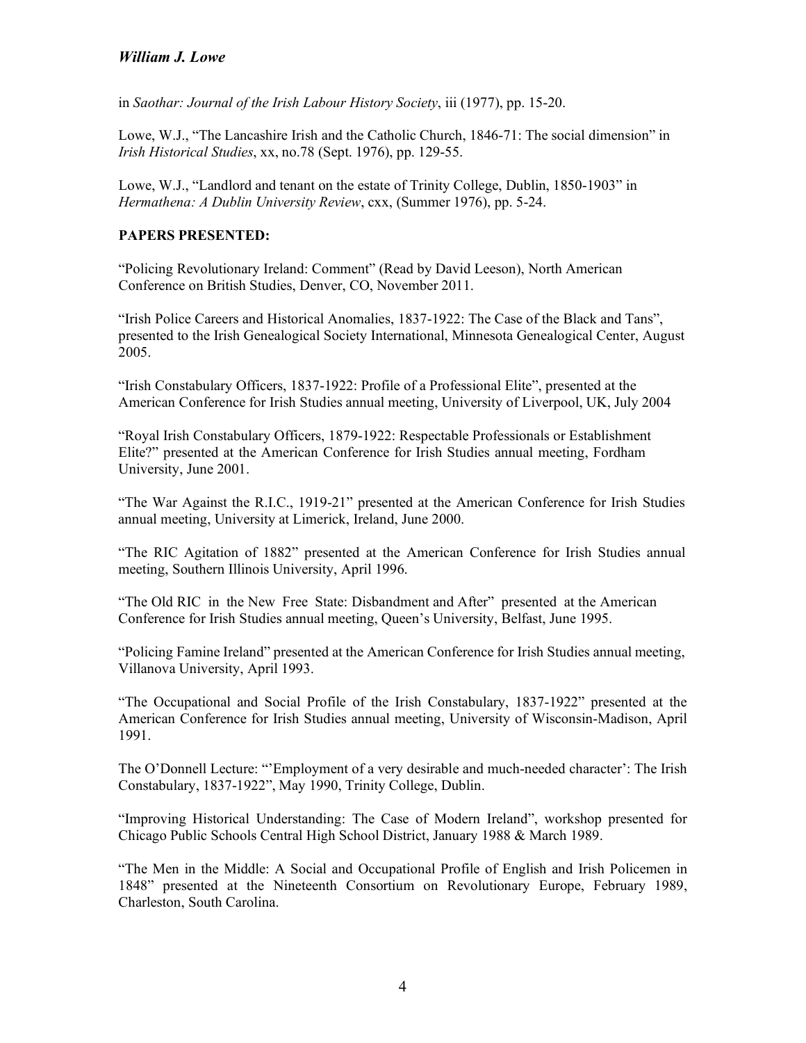in *Saothar: Journal of the Irish Labour History Society*, iii (1977), pp. 15-20.

Lowe, W.J., "The Lancashire Irish and the Catholic Church, 1846-71: The social dimension" in *Irish Historical Studies*, xx, no.78 (Sept. 1976), pp. 129-55.

Lowe, W.J., "Landlord and tenant on the estate of Trinity College, Dublin, 1850-1903" in *Hermathena: A Dublin University Review*, cxx, (Summer 1976), pp. 5-24.

**PAPERS PRESENTED:**

"Policing Revolutionary Ireland: Comment" (Read by David Leeson), North American Conference on British Studies, Denver, CO, November 2011.

"Irish Police Careers and Historical Anomalies, 1837-1922: The Case of the Black and Tans", presented to the Irish Genealogical Society International, Minnesota Genealogical Center, August 2005.

"Irish Constabulary Officers, 1837-1922: Profile of a Professional Elite", presented at the American Conference for Irish Studies annual meeting, University of Liverpool, UK, July 2004

"Royal Irish Constabulary Officers, 1879-1922: Respectable Professionals or Establishment Elite?" presented at the American Conference for Irish Studies annual meeting, Fordham University, June 2001.

"The War Against the R.I.C., 1919-21" presented at the American Conference for Irish Studies annual meeting, University at Limerick, Ireland, June 2000.

"The RIC Agitation of 1882" presented at the American Conference for Irish Studies annual meeting, Southern Illinois University, April 1996.

"The Old RIC in the New Free State: Disbandment and After" presented at the American Conference for Irish Studies annual meeting, Queen's University, Belfast, June 1995.

"Policing Famine Ireland" presented at the American Conference for Irish Studies annual meeting, Villanova University, April 1993.

"The Occupational and Social Profile of the Irish Constabulary, 1837-1922" presented at the American Conference for Irish Studies annual meeting, University of Wisconsin-Madison, April 1991.

The O'Donnell Lecture: "'Employment of a very desirable and much-needed character': The Irish Constabulary, 1837-1922", May 1990, Trinity College, Dublin.

"Improving Historical Understanding: The Case of Modern Ireland", workshop presented for Chicago Public Schools Central High School District, January 1988 & March 1989.

"The Men in the Middle: A Social and Occupational Profile of English and Irish Policemen in 1848" presented at the Nineteenth Consortium on Revolutionary Europe, February 1989, Charleston, South Carolina.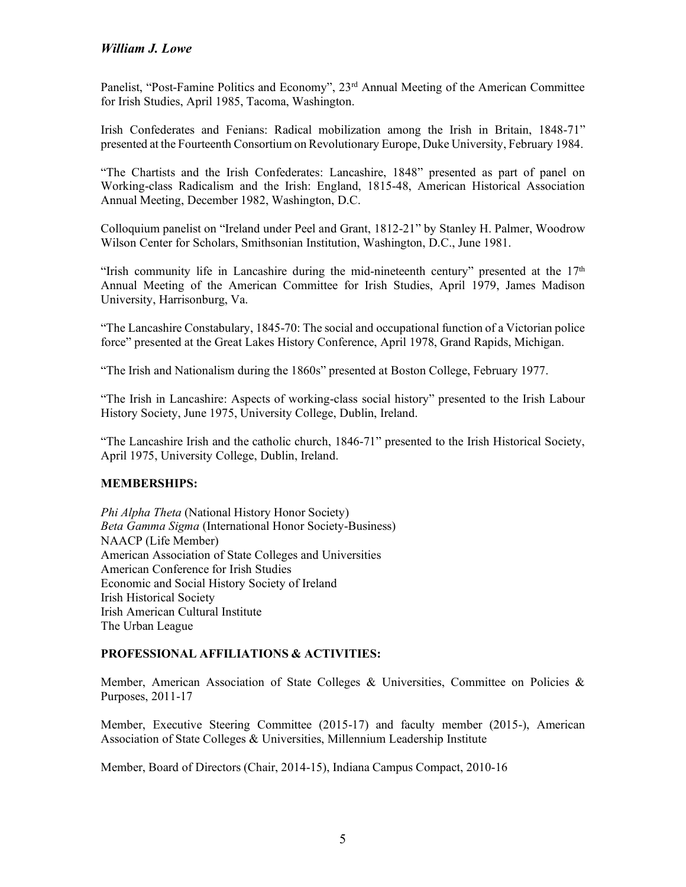Panelist, "Post-Famine Politics and Economy", 23rd Annual Meeting of the American Committee for Irish Studies, April 1985, Tacoma, Washington.

Irish Confederates and Fenians: Radical mobilization among the Irish in Britain, 1848-71" presented at the Fourteenth Consortium on Revolutionary Europe, Duke University, February 1984.

"The Chartists and the Irish Confederates: Lancashire, 1848" presented as part of panel on Working-class Radicalism and the Irish: England, 1815-48, American Historical Association Annual Meeting, December 1982, Washington, D.C.

Colloquium panelist on "Ireland under Peel and Grant, 1812-21" by Stanley H. Palmer, Woodrow Wilson Center for Scholars, Smithsonian Institution, Washington, D.C., June 1981.

"Irish community life in Lancashire during the mid-nineteenth century" presented at the 17th Annual Meeting of the American Committee for Irish Studies, April 1979, James Madison University, Harrisonburg, Va.

"The Lancashire Constabulary, 1845-70: The social and occupational function of a Victorian police force" presented at the Great Lakes History Conference, April 1978, Grand Rapids, Michigan.

"The Irish and Nationalism during the 1860s" presented at Boston College, February 1977.

"The Irish in Lancashire: Aspects of working-class social history" presented to the Irish Labour History Society, June 1975, University College, Dublin, Ireland.

"The Lancashire Irish and the catholic church, 1846-71" presented to the Irish Historical Society, April 1975, University College, Dublin, Ireland.

**MEMBERSHIPS:**

*Phi Alpha Theta* (National History Honor Society)
*Beta Gamma Sigma* (International Honor Society-Business)
NAACP (Life Member)
American Association of State Colleges and Universities
American Conference for Irish Studies
Economic and Social History Society of Ireland
Irish Historical Society
Irish American Cultural Institute
The Urban League

**PROFESSIONAL AFFILIATIONS & ACTIVITIES:**

Member, American Association of State Colleges & Universities, Committee on Policies & Purposes, 2011-17

Member, Executive Steering Committee (2015-17) and faculty member (2015-), American Association of State Colleges & Universities, Millennium Leadership Institute

Member, Board of Directors (Chair, 2014-15), Indiana Campus Compact, 2010-16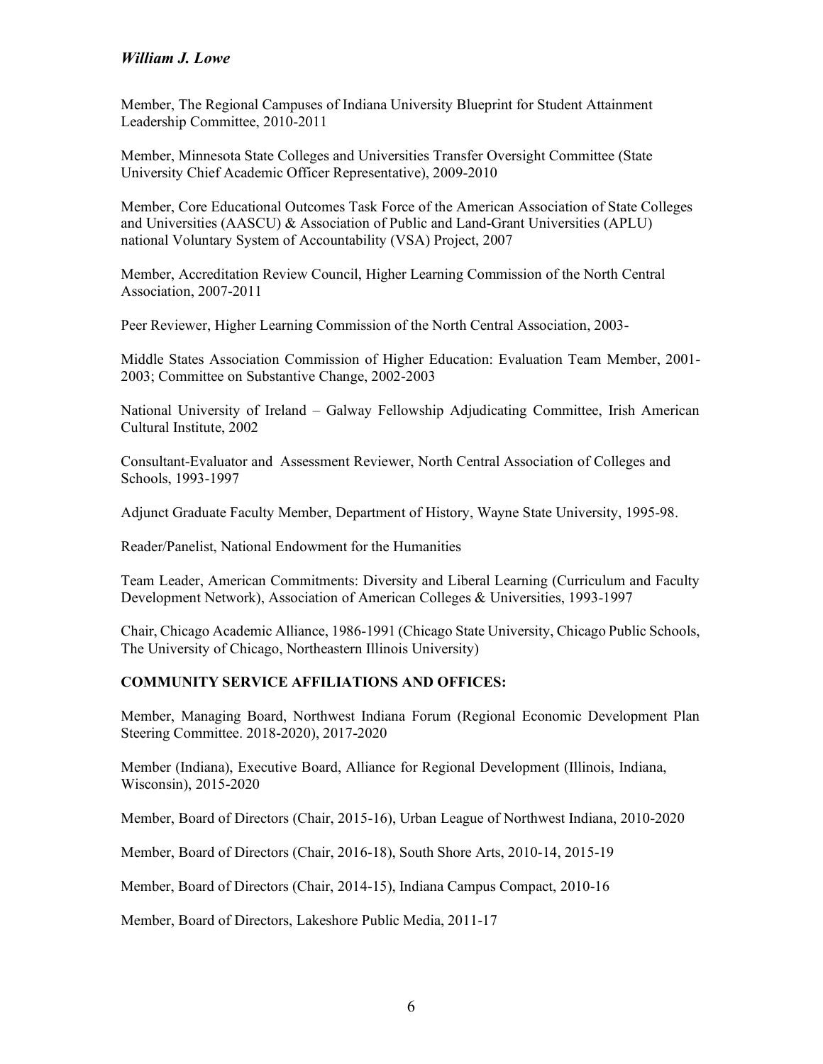Member, The Regional Campuses of Indiana University Blueprint for Student Attainment Leadership Committee, 2010-2011

Member, Minnesota State Colleges and Universities Transfer Oversight Committee (State University Chief Academic Officer Representative), 2009-2010

Member, Core Educational Outcomes Task Force of the American Association of State Colleges and Universities (AASCU) & Association of Public and Land-Grant Universities (APLU) national Voluntary System of Accountability (VSA) Project, 2007

Member, Accreditation Review Council, Higher Learning Commission of the North Central Association, 2007-2011

Peer Reviewer, Higher Learning Commission of the North Central Association, 2003-

Middle States Association Commission of Higher Education: Evaluation Team Member, 2001-2003; Committee on Substantive Change, 2002-2003

National University of Ireland – Galway Fellowship Adjudicating Committee, Irish American Cultural Institute, 2002

Consultant-Evaluator and Assessment Reviewer, North Central Association of Colleges and Schools, 1993-1997

Adjunct Graduate Faculty Member, Department of History, Wayne State University, 1995-98.

Reader/Panelist, National Endowment for the Humanities

Team Leader, American Commitments: Diversity and Liberal Learning (Curriculum and Faculty Development Network), Association of American Colleges & Universities, 1993-1997

Chair, Chicago Academic Alliance, 1986-1991 (Chicago State University, Chicago Public Schools, The University of Chicago, Northeastern Illinois University)

**COMMUNITY SERVICE AFFILIATIONS AND OFFICES:**

Member, Managing Board, Northwest Indiana Forum (Regional Economic Development Plan Steering Committee. 2018-2020), 2017-2020

Member (Indiana), Executive Board, Alliance for Regional Development (Illinois, Indiana, Wisconsin), 2015-2020

Member, Board of Directors (Chair, 2015-16), Urban League of Northwest Indiana, 2010-2020

Member, Board of Directors (Chair, 2016-18), South Shore Arts, 2010-14, 2015-19

Member, Board of Directors (Chair, 2014-15), Indiana Campus Compact, 2010-16

Member, Board of Directors, Lakeshore Public Media, 2011-17